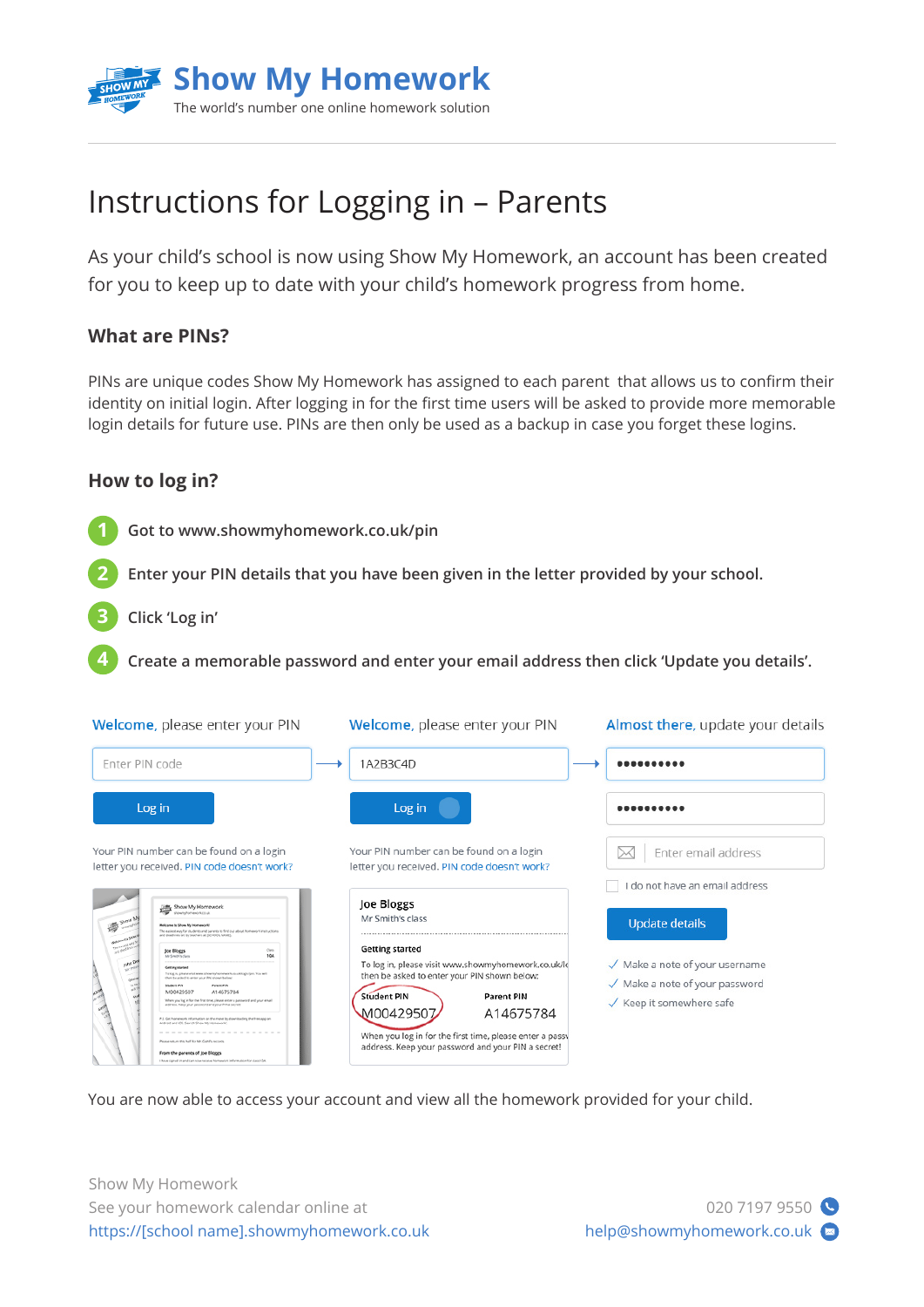# Show My Homework

The world's number one online homework solution

## Instructions for Logging in – Parents

As your child's school is now using Show My Homework, an account has been created for you to keep up to date with your child's homework progress from home.

### What are PINs?

PINs are unique codes Show My Homework has assigned to each parent that allows us to confirm their identity on initial login. After logging in for the first time users will be asked to provide more memorable login details for future use. PINs are then only be used as a backup in case you forget these logins.

### How to log in?

1. Got to www.showmyhomework.co.uk/pin
2. Enter your PIN details that you have been given in the letter provided by your school.
3. Click 'Log in'
4. Create a memorable password and enter your email address then click 'Update you details'.

**Welcome**, please enter your PIN

Enter PIN code

Log in

Your PIN number can be found on a login letter you received. PIN code doesn't work?

**Welcome**, please enter your PIN

1A2B3C4D

Log in

Your PIN number can be found on a login letter you received. PIN code doesn't work?

Joe Bloggs
Mr Smith's class

Getting started

To log in, please visit www.showmyhomework.co.uk/... then be asked to enter your PIN shown below:

Student PIN: M00429507
Parent PIN: A14675784

When you log in for the first time, please enter a pass... address. Keep your password and your PIN a secret!

**Almost there**, update your details

••••••••••

••••••••••

Enter email address

I do not have an email address

Update details

✓ Make a note of your username
✓ Make a note of your password
✓ Keep it somewhere safe

You are now able to access your account and view all the homework provided for your child.

Show My Homework
See your homework calendar online at
https://[school name].showmyhomework.co.uk

020 7197 9550
help@showmyhomework.co.uk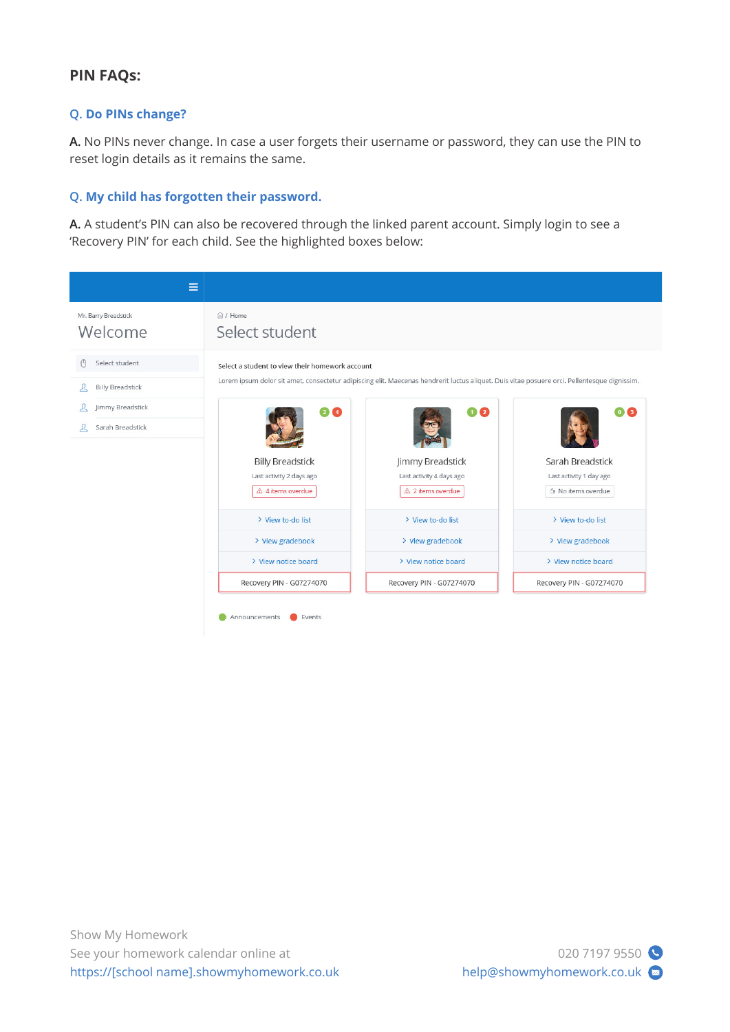## PIN FAQs:

### Q. Do PINs change?

**A.** No PINs never change. In case a user forgets their username or password, they can use the PIN to reset login details as it remains the same.

### Q. My child has forgotten their password.

**A.** A student's PIN can also be recovered through the linked parent account. Simply login to see a 'Recovery PIN' for each child. See the highlighted boxes below:

Mr. Barry Breadstick

Welcome

Select student

Billy Breadstick

Jimmy Breadstick

Sarah Breadstick

Home

Select student

Select a student to view their homework account

Lorem ipsum dolor sit amet, consectetur adipiscing elit. Maecenas hendrerit luctus aliquet. Duis vitae posuere orci. Pellentesque dignissim.

2 4

Billy Breadstick

Last activity 2 days ago

4 items overdue

View to-do list

View gradebook

View notice board

Recovery PIN - G07274070

1 2

Jimmy Breadstick

Last activity 4 days ago

2 items overdue

View to-do list

View gradebook

View notice board

Recovery PIN - G07274070

0 3

Sarah Breadstick

Last activity 1 day ago

No items overdue

View to-do list

View gradebook

View notice board

Recovery PIN - G07274070

Announcements Events

Show My Homework

See your homework calendar online at

https://[school name].showmyhomework.co.uk

020 7197 9550

help@showmyhomework.co.uk